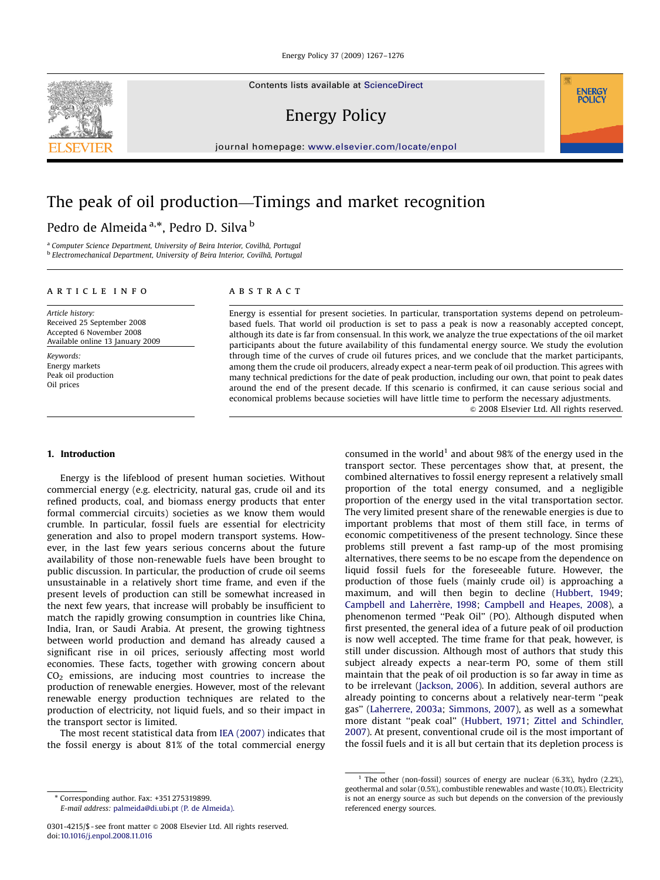# The peak of oil production—Timings and market recognition

Pedro de Almeida [a,*], Pedro D. Silva [b]

[a] Computer Science Department, University of Beira Interior, Covilhã, Portugal
[b] Electromechanical Department, University of Beira Interior, Covilhã, Portugal

**ARTICLE INFO**

*Article history:*
Received 25 September 2008
Accepted 6 November 2008
Available online 13 January 2009

*Keywords:*
Energy markets
Peak oil production
Oil prices

**ABSTRACT**

Energy is essential for present societies. In particular, transportation systems depend on petroleum-based fuels. That world oil production is set to pass a peak is now a reasonably accepted concept, although its date is far from consensual. In this work, we analyze the true expectations of the oil market participants about the future availability of this fundamental energy source. We study the evolution through time of the curves of crude oil futures prices, and we conclude that the market participants, among them the crude oil producers, already expect a near-term peak of oil production. This agrees with many technical predictions for the date of peak production, including our own, that point to peak dates around the end of the present decade. If this scenario is confirmed, it can cause serious social and economical problems because societies will have little time to perform the necessary adjustments.

© 2008 Elsevier Ltd. All rights reserved.

## 1. Introduction

Energy is the lifeblood of present human societies. Without commercial energy (e.g. electricity, natural gas, crude oil and its refined products, coal, and biomass energy products that enter formal commercial circuits) societies as we know them would crumble. In particular, fossil fuels are essential for electricity generation and also to propel modern transport systems. However, in the last few years serious concerns about the future availability of those non-renewable fuels have been brought to public discussion. In particular, the production of crude oil seems unsustainable in a relatively short time frame, and even if the present levels of production can still be somewhat increased in the next few years, that increase will probably be insufficient to match the rapidly growing consumption in countries like China, India, Iran, or Saudi Arabia. At present, the growing tightness between world production and demand has already caused a significant rise in oil prices, seriously affecting most world economies. These facts, together with growing concern about $CO_2$ emissions, are inducing most countries to increase the production of renewable energies. However, most of the relevant renewable energy production techniques are related to the production of electricity, not liquid fuels, and so their impact in the transport sector is limited.

The most recent statistical data from IEA (2007) indicates that the fossil energy is about 81% of the total commercial energy consumed in the world[1] and about 98% of the energy used in the transport sector. These percentages show that, at present, the combined alternatives to fossil energy represent a relatively small proportion of the total energy consumed, and a negligible proportion of the energy used in the vital transportation sector. The very limited present share of the renewable energies is due to important problems that most of them still face, in terms of economic competitiveness of the present technology. Since these problems still prevent a fast ramp-up of the most promising alternatives, there seems to be no escape from the dependence on liquid fossil fuels for the foreseeable future. However, the production of those fuels (mainly crude oil) is approaching a maximum, and will then begin to decline (Hubbert, 1949; Campbell and Laherrère, 1998; Campbell and Heapes, 2008), a phenomenon termed "Peak Oil" (PO). Although disputed when first presented, the general idea of a future peak of oil production is now well accepted. The time frame for that peak, however, is still under discussion. Although most of authors that study this subject already expects a near-term PO, some of them still maintain that the peak of oil production is so far away in time as to be irrelevant (Jackson, 2006). In addition, several authors are already pointing to concerns about a relatively near-term "peak gas" (Laherrere, 2003a; Simmons, 2007), as well as a somewhat more distant "peak coal" (Hubbert, 1971; Zittel and Schindler, 2007). At present, conventional crude oil is the most important of the fossil fuels and it is all but certain that its depletion process is

[1] The other (non-fossil) sources of energy are nuclear (6.3%), hydro (2.2%), geothermal and solar (0.5%), combustible renewables and waste (10.0%). Electricity is not an energy source as such but depends on the conversion of the previously referenced energy sources.

* Corresponding author. Fax: +351 275319899.
E-mail address: palmeida@di.ubi.pt (P. de Almeida).

0301-4215/$ - see front matter © 2008 Elsevier Ltd. All rights reserved.
doi:10.1016/j.enpol.2008.11.016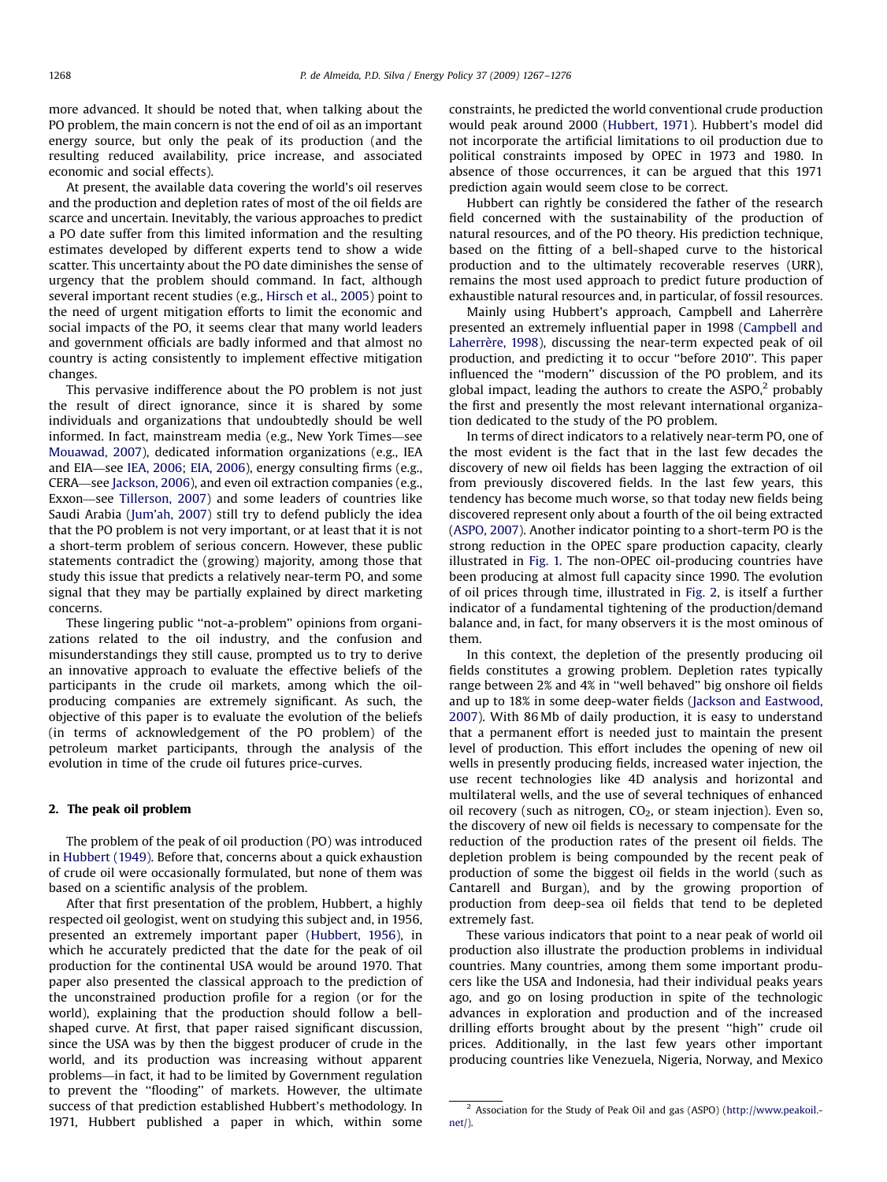more advanced. It should be noted that, when talking about the PO problem, the main concern is not the end of oil as an important energy source, but only the peak of its production (and the resulting reduced availability, price increase, and associated economic and social effects).

At present, the available data covering the world's oil reserves and the production and depletion rates of most of the oil fields are scarce and uncertain. Inevitably, the various approaches to predict a PO date suffer from this limited information and the resulting estimates developed by different experts tend to show a wide scatter. This uncertainty about the PO date diminishes the sense of urgency that the problem should command. In fact, although several important recent studies (e.g., Hirsch et al., 2005) point to the need of urgent mitigation efforts to limit the economic and social impacts of the PO, it seems clear that many world leaders and government officials are badly informed and that almost no country is acting consistently to implement effective mitigation changes.

This pervasive indifference about the PO problem is not just the result of direct ignorance, since it is shared by some individuals and organizations that undoubtedly should be well informed. In fact, mainstream media (e.g., New York Times—see Mouawad, 2007), dedicated information organizations (e.g., IEA and EIA—see IEA, 2006; EIA, 2006), energy consulting firms (e.g., CERA—see Jackson, 2006), and even oil extraction companies (e.g., Exxon—see Tillerson, 2007) and some leaders of countries like Saudi Arabia (Jum'ah, 2007) still try to defend publicly the idea that the PO problem is not very important, or at least that it is not a short-term problem of serious concern. However, these public statements contradict the (growing) majority, among those that study this issue that predicts a relatively near-term PO, and some signal that they may be partially explained by direct marketing concerns.

These lingering public "not-a-problem" opinions from organizations related to the oil industry, and the confusion and misunderstandings they still cause, prompted us to try to derive an innovative approach to evaluate the effective beliefs of the participants in the crude oil markets, among which the oil-producing companies are extremely significant. As such, the objective of this paper is to evaluate the evolution of the beliefs (in terms of acknowledgement of the PO problem) of the petroleum market participants, through the analysis of the evolution in time of the crude oil futures price-curves.

## 2. The peak oil problem

The problem of the peak of oil production (PO) was introduced in Hubbert (1949). Before that, concerns about a quick exhaustion of crude oil were occasionally formulated, but none of them was based on a scientific analysis of the problem.

After that first presentation of the problem, Hubbert, a highly respected oil geologist, went on studying this subject and, in 1956, presented an extremely important paper (Hubbert, 1956), in which he accurately predicted that the date for the peak of oil production for the continental USA would be around 1970. That paper also presented the classical approach to the prediction of the unconstrained production profile for a region (or for the world), explaining that the production should follow a bell-shaped curve. At first, that paper raised significant discussion, since the USA was by then the biggest producer of crude in the world, and its production was increasing without apparent problems—in fact, it had to be limited by Government regulation to prevent the "flooding" of markets. However, the ultimate success of that prediction established Hubbert's methodology. In 1971, Hubbert published a paper in which, within some constraints, he predicted the world conventional crude production would peak around 2000 (Hubbert, 1971). Hubbert's model did not incorporate the artificial limitations to oil production due to political constraints imposed by OPEC in 1973 and 1980. In absence of those occurrences, it can be argued that this 1971 prediction again would seem close to be correct.

Hubbert can rightly be considered the father of the research field concerned with the sustainability of the production of natural resources, and of the PO theory. His prediction technique, based on the fitting of a bell-shaped curve to the historical production and to the ultimately recoverable reserves (URR), remains the most used approach to predict future production of exhaustible natural resources and, in particular, of fossil resources.

Mainly using Hubbert's approach, Campbell and Laherrère presented an extremely influential paper in 1998 (Campbell and Laherrère, 1998), discussing the near-term expected peak of oil production, and predicting it to occur "before 2010". This paper influenced the "modern" discussion of the PO problem, and its global impact, leading the authors to create the ASPO,[2] probably the first and presently the most relevant international organization dedicated to the study of the PO problem.

In terms of direct indicators to a relatively near-term PO, one of the most evident is the fact that in the last few decades the discovery of new oil fields has been lagging the extraction of oil from previously discovered fields. In the last few years, this tendency has become much worse, so that today new fields being discovered represent only about a fourth of the oil being extracted (ASPO, 2007). Another indicator pointing to a short-term PO is the strong reduction in the OPEC spare production capacity, clearly illustrated in Fig. 1. The non-OPEC oil-producing countries have been producing at almost full capacity since 1990. The evolution of oil prices through time, illustrated in Fig. 2, is itself a further indicator of a fundamental tightening of the production/demand balance and, in fact, for many observers it is the most ominous of them.

In this context, the depletion of the presently producing oil fields constitutes a growing problem. Depletion rates typically range between 2% and 4% in "well behaved" big onshore oil fields and up to 18% in some deep-water fields (Jackson and Eastwood, 2007). With 86 Mb of daily production, it is easy to understand that a permanent effort is needed just to maintain the present level of production. This effort includes the opening of new oil wells in presently producing fields, increased water injection, the use recent technologies like 4D analysis and horizontal and multilateral wells, and the use of several techniques of enhanced oil recovery (such as nitrogen, $CO_2$, or steam injection). Even so, the discovery of new oil fields is necessary to compensate for the reduction of the production rates of the present oil fields. The depletion problem is being compounded by the recent peak of production of some the biggest oil fields in the world (such as Cantarell and Burgan), and by the growing proportion of production from deep-sea oil fields that tend to be depleted extremely fast.

These various indicators that point to a near peak of world oil production also illustrate the production problems in individual countries. Many countries, among them some important producers like the USA and Indonesia, had their individual peaks years ago, and go on losing production in spite of the technologic advances in exploration and production and of the increased drilling efforts brought about by the present "high" crude oil prices. Additionally, in the last few years other important producing countries like Venezuela, Nigeria, Norway, and Mexico

[2] Association for the Study of Peak Oil and gas (ASPO) (http://www.peakoil.net/).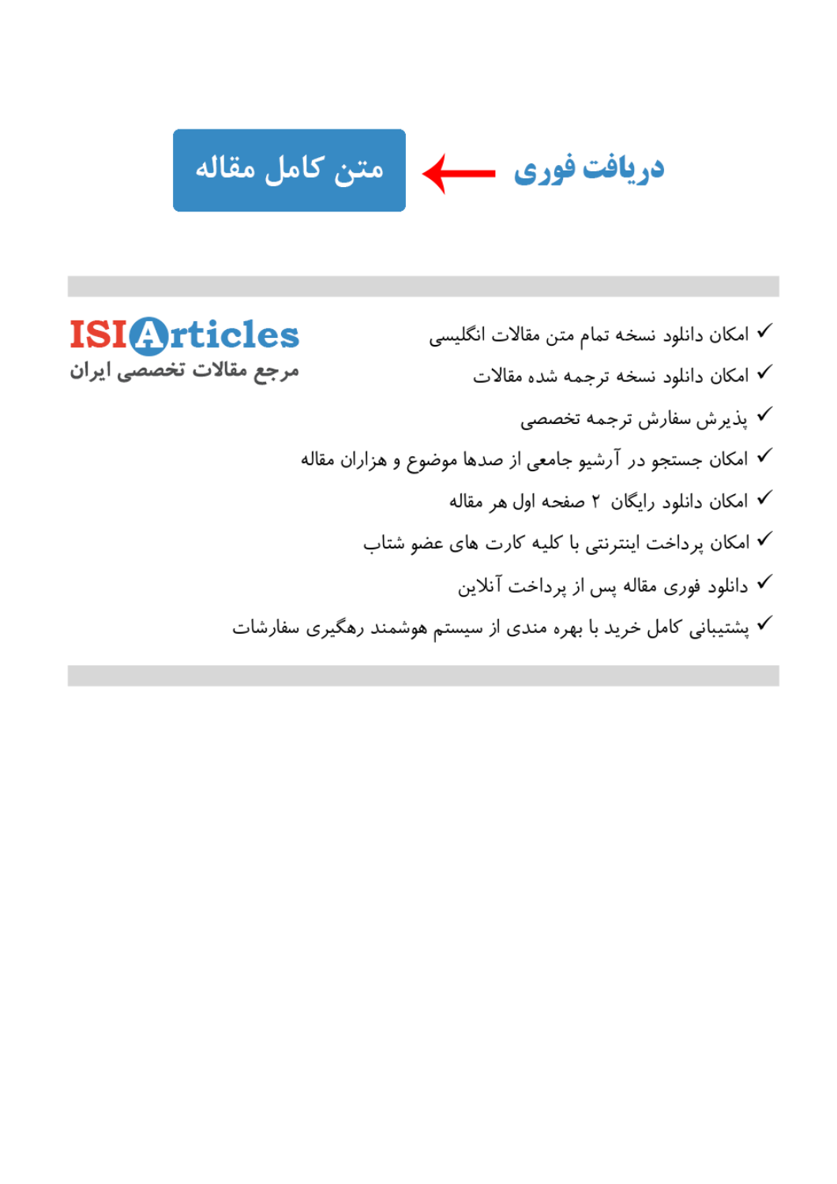دریافت فوری ← متن کامل مقاله

**ISIArticles**
مرجع مقالات تخصصی ایران

- ✓ امکان دانلود نسخه تمام متن مقالات انگلیسی
- ✓ امکان دانلود نسخه ترجمه شده مقالات
- ✓ پذیرش سفارش ترجمه تخصصی
- ✓ امکان جستجو در آرشیو جامعی از صدها موضوع و هزاران مقاله
- ✓ امکان دانلود رایگان ۲ صفحه اول هر مقاله
- ✓ امکان پرداخت اینترنتی با کلیه کارت های عضو شتاب
- ✓ دانلود فوری مقاله پس از پرداخت آنلاین
- ✓ پشتیبانی کامل خرید با بهره مندی از سیستم هوشمند رهگیری سفارشات